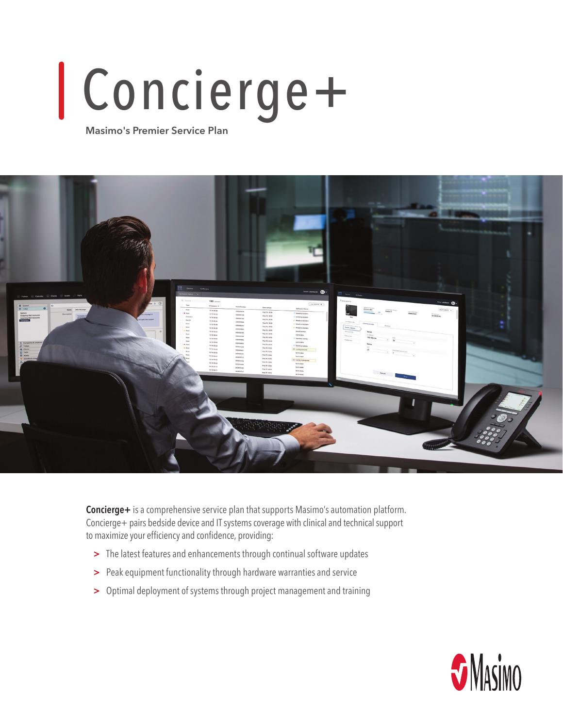# Concierge+

**Masimo's Premier Service Plan**

**Concierge+** is a comprehensive service plan that supports Masimo's automation platform. Concierge+ pairs bedside device and IT systems coverage with clinical and technical support to maximize your efficiency and confidence, providing:

- The latest features and enhancements through continual software updates
- Peak equipment functionality through hardware warranties and service
- Optimal deployment of systems through project management and training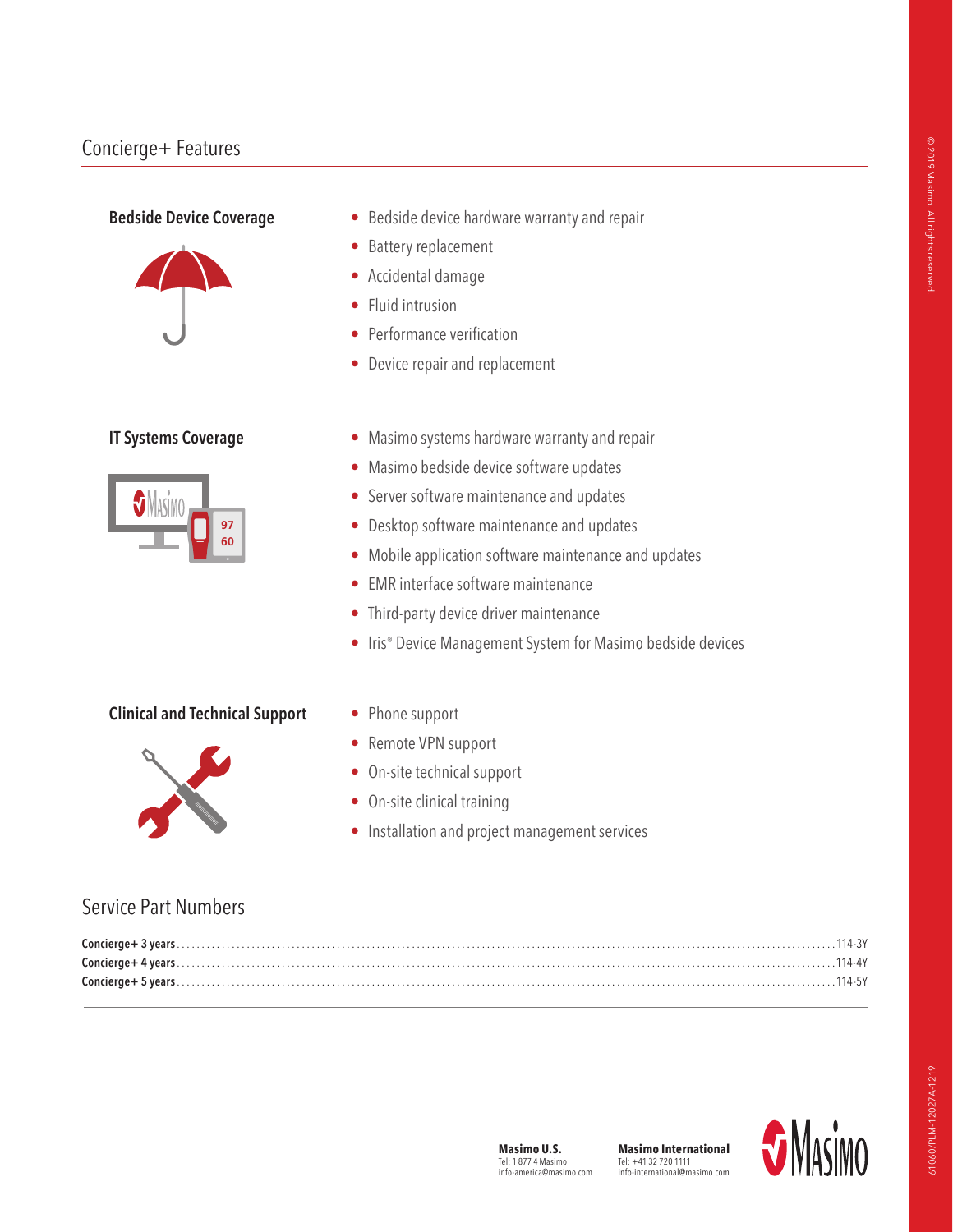## Concierge+ Features

### Bedside Device Coverage

- Bedside device hardware warranty and repair
- Battery replacement
- Accidental damage
- Fluid intrusion
- Performance verification
- Device repair and replacement

### IT Systems Coverage

- Masimo systems hardware warranty and repair
- Masimo bedside device software updates
- Server software maintenance and updates
- Desktop software maintenance and updates
- Mobile application software maintenance and updates
- EMR interface software maintenance
- Third-party device driver maintenance
- Iris® Device Management System for Masimo bedside devices

### Clinical and Technical Support

- Phone support
- Remote VPN support
- On-site technical support
- On-site clinical training
- Installation and project management services

## Service Part Numbers

| | |
|---|---|
| **Concierge+ 3 years** | 114-3Y |
| **Concierge+ 4 years** | 114-4Y |
| **Concierge+ 5 years** | 114-5Y |

**Masimo U.S.**
Tel: 1 877 4 Masimo
info-america@masimo.com

**Masimo International**
Tel: +41 32 720 1111
info-international@masimo.com

© 2019 Masimo. All rights reserved.

61060/PLM-12027A-1219